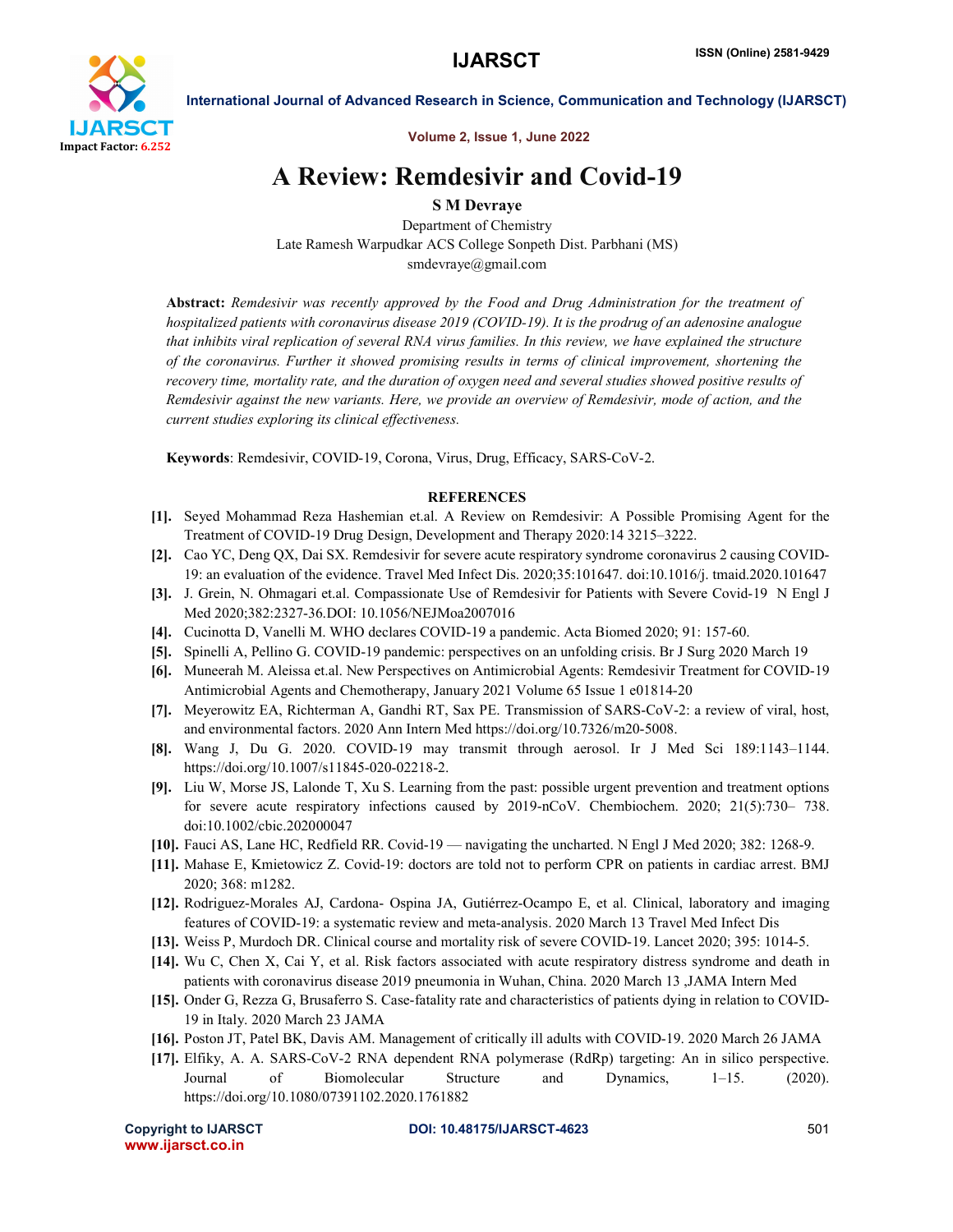# A Review: Remdesivir and Covid-19

**S M Devraye**

Department of Chemistry
Late Ramesh Warpudkar ACS College Sonpeth Dist. Parbhani (MS)
smdevraye@gmail.com

**Abstract:** *Remdesivir was recently approved by the Food and Drug Administration for the treatment of hospitalized patients with coronavirus disease 2019 (COVID-19). It is the prodrug of an adenosine analogue that inhibits viral replication of several RNA virus families. In this review, we have explained the structure of the coronavirus. Further it showed promising results in terms of clinical improvement, shortening the recovery time, mortality rate, and the duration of oxygen need and several studies showed positive results of Remdesivir against the new variants. Here, we provide an overview of Remdesivir, mode of action, and the current studies exploring its clinical effectiveness.*

**Keywords**: Remdesivir, COVID-19, Corona, Virus, Drug, Efficacy, SARS-CoV-2.

## REFERENCES

[1]. Seyed Mohammad Reza Hashemian et.al. A Review on Remdesivir: A Possible Promising Agent for the Treatment of COVID-19 Drug Design, Development and Therapy 2020:14 3215–3222.

[2]. Cao YC, Deng QX, Dai SX. Remdesivir for severe acute respiratory syndrome coronavirus 2 causing COVID-19: an evaluation of the evidence. Travel Med Infect Dis. 2020;35:101647. doi:10.1016/j. tmaid.2020.101647

[3]. J. Grein, N. Ohmagari et.al. Compassionate Use of Remdesivir for Patients with Severe Covid-19 N Engl J Med 2020;382:2327-36.DOI: 10.1056/NEJMoa2007016

[4]. Cucinotta D, Vanelli M. WHO declares COVID-19 a pandemic. Acta Biomed 2020; 91: 157-60.

[5]. Spinelli A, Pellino G. COVID-19 pandemic: perspectives on an unfolding crisis. Br J Surg 2020 March 19

[6]. Muneerah M. Aleissa et.al. New Perspectives on Antimicrobial Agents: Remdesivir Treatment for COVID-19 Antimicrobial Agents and Chemotherapy, January 2021 Volume 65 Issue 1 e01814-20

[7]. Meyerowitz EA, Richterman A, Gandhi RT, Sax PE. Transmission of SARS-CoV-2: a review of viral, host, and environmental factors. 2020 Ann Intern Med https://doi.org/10.7326/m20-5008.

[8]. Wang J, Du G. 2020. COVID-19 may transmit through aerosol. Ir J Med Sci 189:1143–1144. https://doi.org/10.1007/s11845-020-02218-2.

[9]. Liu W, Morse JS, Lalonde T, Xu S. Learning from the past: possible urgent prevention and treatment options for severe acute respiratory infections caused by 2019-nCoV. Chembiochem. 2020; 21(5):730– 738. doi:10.1002/cbic.202000047

[10]. Fauci AS, Lane HC, Redfield RR. Covid-19 — navigating the uncharted. N Engl J Med 2020; 382: 1268-9.

[11]. Mahase E, Kmietowicz Z. Covid-19: doctors are told not to perform CPR on patients in cardiac arrest. BMJ 2020; 368: m1282.

[12]. Rodriguez-Morales AJ, Cardona- Ospina JA, Gutiérrez-Ocampo E, et al. Clinical, laboratory and imaging features of COVID-19: a systematic review and meta-analysis. 2020 March 13 Travel Med Infect Dis

[13]. Weiss P, Murdoch DR. Clinical course and mortality risk of severe COVID-19. Lancet 2020; 395: 1014-5.

[14]. Wu C, Chen X, Cai Y, et al. Risk factors associated with acute respiratory distress syndrome and death in patients with coronavirus disease 2019 pneumonia in Wuhan, China. 2020 March 13 ,JAMA Intern Med

[15]. Onder G, Rezza G, Brusaferro S. Case-fatality rate and characteristics of patients dying in relation to COVID-19 in Italy. 2020 March 23 JAMA

[16]. Poston JT, Patel BK, Davis AM. Management of critically ill adults with COVID-19. 2020 March 26 JAMA

[17]. Elfiky, A. A. SARS-CoV-2 RNA dependent RNA polymerase (RdRp) targeting: An in silico perspective. Journal of Biomolecular Structure and Dynamics, 1–15. (2020). https://doi.org/10.1080/07391102.2020.1761882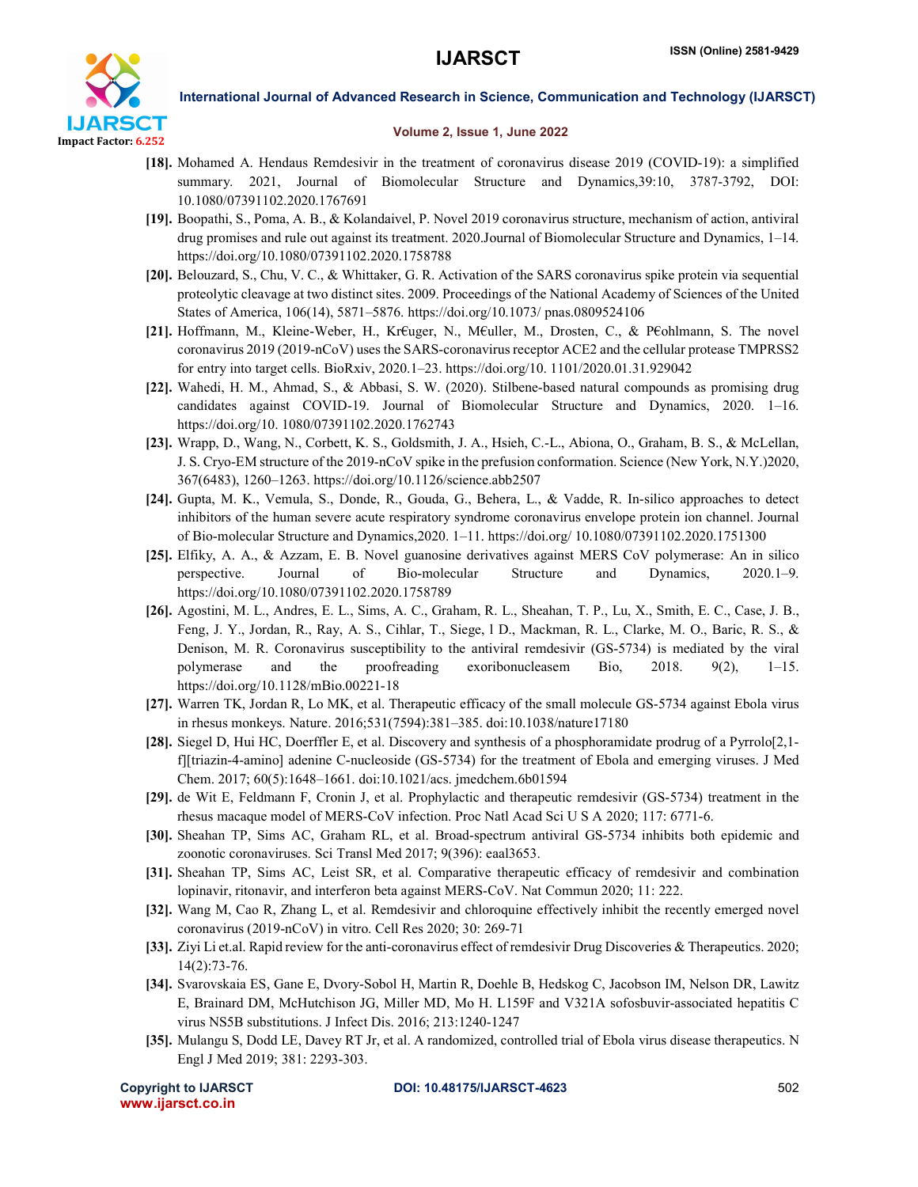[18]. Mohamed A. Hendaus Remdesivir in the treatment of coronavirus disease 2019 (COVID-19): a simplified summary. 2021, Journal of Biomolecular Structure and Dynamics,39:10, 3787-3792, DOI: 10.1080/07391102.2020.1767691

[19]. Boopathi, S., Poma, A. B., & Kolandaivel, P. Novel 2019 coronavirus structure, mechanism of action, antiviral drug promises and rule out against its treatment. 2020.Journal of Biomolecular Structure and Dynamics, 1–14. https://doi.org/10.1080/07391102.2020.1758788

[20]. Belouzard, S., Chu, V. C., & Whittaker, G. R. Activation of the SARS coronavirus spike protein via sequential proteolytic cleavage at two distinct sites. 2009. Proceedings of the National Academy of Sciences of the United States of America, 106(14), 5871–5876. https://doi.org/10.1073/ pnas.0809524106

[21]. Hoffmann, M., Kleine-Weber, H., Kr€uger, N., M€uller, M., Drosten, C., & P€ohlmann, S. The novel coronavirus 2019 (2019-nCoV) uses the SARS-coronavirus receptor ACE2 and the cellular protease TMPRSS2 for entry into target cells. BioRxiv, 2020.1–23. https://doi.org/10. 1101/2020.01.31.929042

[22]. Wahedi, H. M., Ahmad, S., & Abbasi, S. W. (2020). Stilbene-based natural compounds as promising drug candidates against COVID-19. Journal of Biomolecular Structure and Dynamics, 2020. 1–16. https://doi.org/10. 1080/07391102.2020.1762743

[23]. Wrapp, D., Wang, N., Corbett, K. S., Goldsmith, J. A., Hsieh, C.-L., Abiona, O., Graham, B. S., & McLellan, J. S. Cryo-EM structure of the 2019-nCoV spike in the prefusion conformation. Science (New York, N.Y.)2020, 367(6483), 1260–1263. https://doi.org/10.1126/science.abb2507

[24]. Gupta, M. K., Vemula, S., Donde, R., Gouda, G., Behera, L., & Vadde, R. In-silico approaches to detect inhibitors of the human severe acute respiratory syndrome coronavirus envelope protein ion channel. Journal of Bio-molecular Structure and Dynamics,2020. 1–11. https://doi.org/ 10.1080/07391102.2020.1751300

[25]. Elfiky, A. A., & Azzam, E. B. Novel guanosine derivatives against MERS CoV polymerase: An in silico perspective. Journal of Bio-molecular Structure and Dynamics, 2020.1–9. https://doi.org/10.1080/07391102.2020.1758789

[26]. Agostini, M. L., Andres, E. L., Sims, A. C., Graham, R. L., Sheahan, T. P., Lu, X., Smith, E. C., Case, J. B., Feng, J. Y., Jordan, R., Ray, A. S., Cihlar, T., Siege, l D., Mackman, R. L., Clarke, M. O., Baric, R. S., & Denison, M. R. Coronavirus susceptibility to the antiviral remdesivir (GS-5734) is mediated by the viral polymerase and the proofreading exoribonucleasem Bio, 2018. 9(2), 1–15. https://doi.org/10.1128/mBio.00221-18

[27]. Warren TK, Jordan R, Lo MK, et al. Therapeutic efficacy of the small molecule GS-5734 against Ebola virus in rhesus monkeys. Nature. 2016;531(7594):381–385. doi:10.1038/nature17180

[28]. Siegel D, Hui HC, Doerffler E, et al. Discovery and synthesis of a phosphoramidate prodrug of a Pyrrolo[2,1-f][triazin-4-amino] adenine C-nucleoside (GS-5734) for the treatment of Ebola and emerging viruses. J Med Chem. 2017; 60(5):1648–1661. doi:10.1021/acs. jmedchem.6b01594

[29]. de Wit E, Feldmann F, Cronin J, et al. Prophylactic and therapeutic remdesivir (GS-5734) treatment in the rhesus macaque model of MERS-CoV infection. Proc Natl Acad Sci U S A 2020; 117: 6771-6.

[30]. Sheahan TP, Sims AC, Graham RL, et al. Broad-spectrum antiviral GS-5734 inhibits both epidemic and zoonotic coronaviruses. Sci Transl Med 2017; 9(396): eaal3653.

[31]. Sheahan TP, Sims AC, Leist SR, et al. Comparative therapeutic efficacy of remdesivir and combination lopinavir, ritonavir, and interferon beta against MERS-CoV. Nat Commun 2020; 11: 222.

[32]. Wang M, Cao R, Zhang L, et al. Remdesivir and chloroquine effectively inhibit the recently emerged novel coronavirus (2019-nCoV) in vitro. Cell Res 2020; 30: 269-71

[33]. Ziyi Li et.al. Rapid review for the anti-coronavirus effect of remdesivir Drug Discoveries & Therapeutics. 2020; 14(2):73-76.

[34]. Svarovskaia ES, Gane E, Dvory-Sobol H, Martin R, Doehle B, Hedskog C, Jacobson IM, Nelson DR, Lawitz E, Brainard DM, McHutchison JG, Miller MD, Mo H. L159F and V321A sofosbuvir-associated hepatitis C virus NS5B substitutions. J Infect Dis. 2016; 213:1240-1247

[35]. Mulangu S, Dodd LE, Davey RT Jr, et al. A randomized, controlled trial of Ebola virus disease therapeutics. N Engl J Med 2019; 381: 2293-303.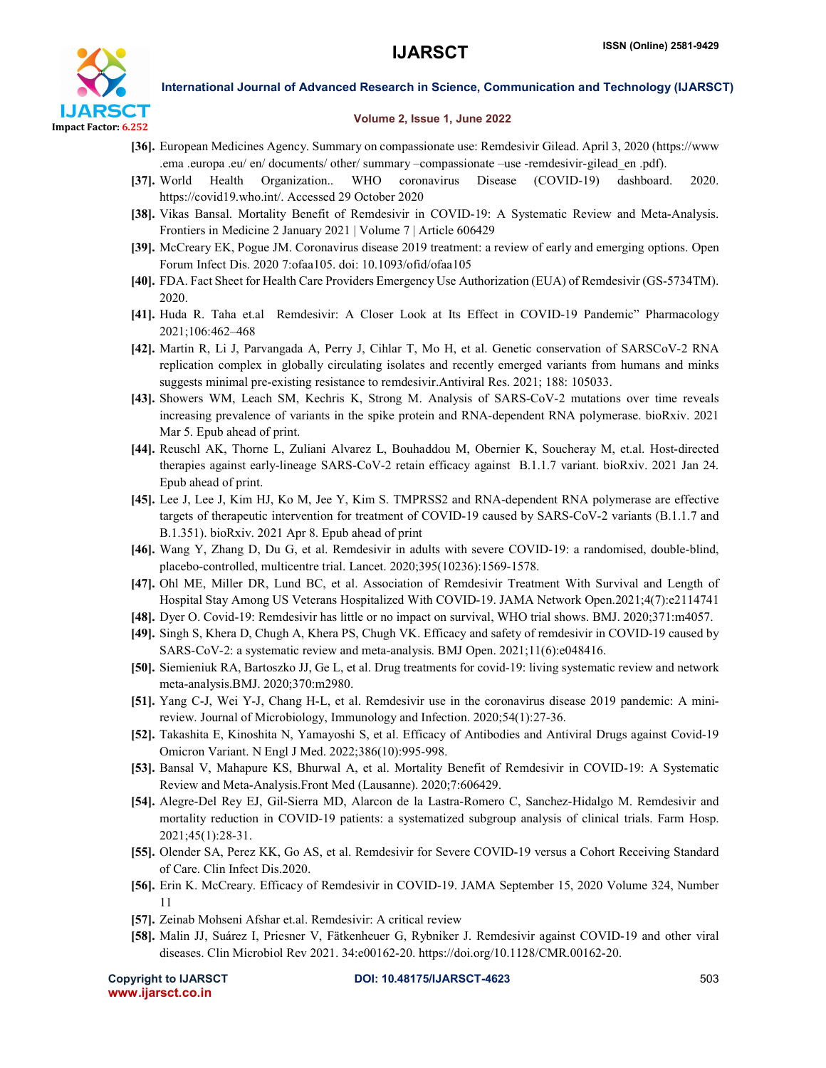[36]. European Medicines Agency. Summary on compassionate use: Remdesivir Gilead. April 3, 2020 (https://www .ema .europa .eu/ en/ documents/ other/ summary –compassionate –use -remdesivir-gilead_en .pdf).

[37]. World Health Organization.. WHO coronavirus Disease (COVID-19) dashboard. 2020. https://covid19.who.int/. Accessed 29 October 2020

[38]. Vikas Bansal. Mortality Benefit of Remdesivir in COVID-19: A Systematic Review and Meta-Analysis. Frontiers in Medicine 2 January 2021 | Volume 7 | Article 606429

[39]. McCreary EK, Pogue JM. Coronavirus disease 2019 treatment: a review of early and emerging options. Open Forum Infect Dis. 2020 7:ofaa105. doi: 10.1093/ofid/ofaa105

[40]. FDA. Fact Sheet for Health Care Providers Emergency Use Authorization (EUA) of Remdesivir (GS-5734TM). 2020.

[41]. Huda R. Taha et.al Remdesivir: A Closer Look at Its Effect in COVID-19 Pandemic" Pharmacology 2021;106:462–468

[42]. Martin R, Li J, Parvangada A, Perry J, Cihlar T, Mo H, et al. Genetic conservation of SARSCoV-2 RNA replication complex in globally circulating isolates and recently emerged variants from humans and minks suggests minimal pre-existing resistance to remdesivir.Antiviral Res. 2021; 188: 105033.

[43]. Showers WM, Leach SM, Kechris K, Strong M. Analysis of SARS-CoV-2 mutations over time reveals increasing prevalence of variants in the spike protein and RNA-dependent RNA polymerase. bioRxiv. 2021 Mar 5. Epub ahead of print.

[44]. Reuschl AK, Thorne L, Zuliani Alvarez L, Bouhaddou M, Obernier K, Soucheray M, et.al. Host-directed therapies against early-lineage SARS-CoV-2 retain efficacy against B.1.1.7 variant. bioRxiv. 2021 Jan 24. Epub ahead of print.

[45]. Lee J, Lee J, Kim HJ, Ko M, Jee Y, Kim S. TMPRSS2 and RNA-dependent RNA polymerase are effective targets of therapeutic intervention for treatment of COVID-19 caused by SARS-CoV-2 variants (B.1.1.7 and B.1.351). bioRxiv. 2021 Apr 8. Epub ahead of print

[46]. Wang Y, Zhang D, Du G, et al. Remdesivir in adults with severe COVID-19: a randomised, double-blind, placebo-controlled, multicentre trial. Lancet. 2020;395(10236):1569-1578.

[47]. Ohl ME, Miller DR, Lund BC, et al. Association of Remdesivir Treatment With Survival and Length of Hospital Stay Among US Veterans Hospitalized With COVID-19. JAMA Network Open.2021;4(7):e2114741

[48]. Dyer O. Covid-19: Remdesivir has little or no impact on survival, WHO trial shows. BMJ. 2020;371:m4057.

[49]. Singh S, Khera D, Chugh A, Khera PS, Chugh VK. Efficacy and safety of remdesivir in COVID-19 caused by SARS-CoV-2: a systematic review and meta-analysis. BMJ Open. 2021;11(6):e048416.

[50]. Siemieniuk RA, Bartoszko JJ, Ge L, et al. Drug treatments for covid-19: living systematic review and network meta-analysis.BMJ. 2020;370:m2980.

[51]. Yang C-J, Wei Y-J, Chang H-L, et al. Remdesivir use in the coronavirus disease 2019 pandemic: A mini-review. Journal of Microbiology, Immunology and Infection. 2020;54(1):27-36.

[52]. Takashita E, Kinoshita N, Yamayoshi S, et al. Efficacy of Antibodies and Antiviral Drugs against Covid-19 Omicron Variant. N Engl J Med. 2022;386(10):995-998.

[53]. Bansal V, Mahapure KS, Bhurwal A, et al. Mortality Benefit of Remdesivir in COVID-19: A Systematic Review and Meta-Analysis.Front Med (Lausanne). 2020;7:606429.

[54]. Alegre-Del Rey EJ, Gil-Sierra MD, Alarcon de la Lastra-Romero C, Sanchez-Hidalgo M. Remdesivir and mortality reduction in COVID-19 patients: a systematized subgroup analysis of clinical trials. Farm Hosp. 2021;45(1):28-31.

[55]. Olender SA, Perez KK, Go AS, et al. Remdesivir for Severe COVID-19 versus a Cohort Receiving Standard of Care. Clin Infect Dis.2020.

[56]. Erin K. McCreary. Efficacy of Remdesivir in COVID-19. JAMA September 15, 2020 Volume 324, Number 11

[57]. Zeinab Mohseni Afshar et.al. Remdesivir: A critical review

[58]. Malin JJ, Suárez I, Priesner V, Fätkenheuer G, Rybniker J. Remdesivir against COVID-19 and other viral diseases. Clin Microbiol Rev 2021. 34:e00162-20. https://doi.org/10.1128/CMR.00162-20.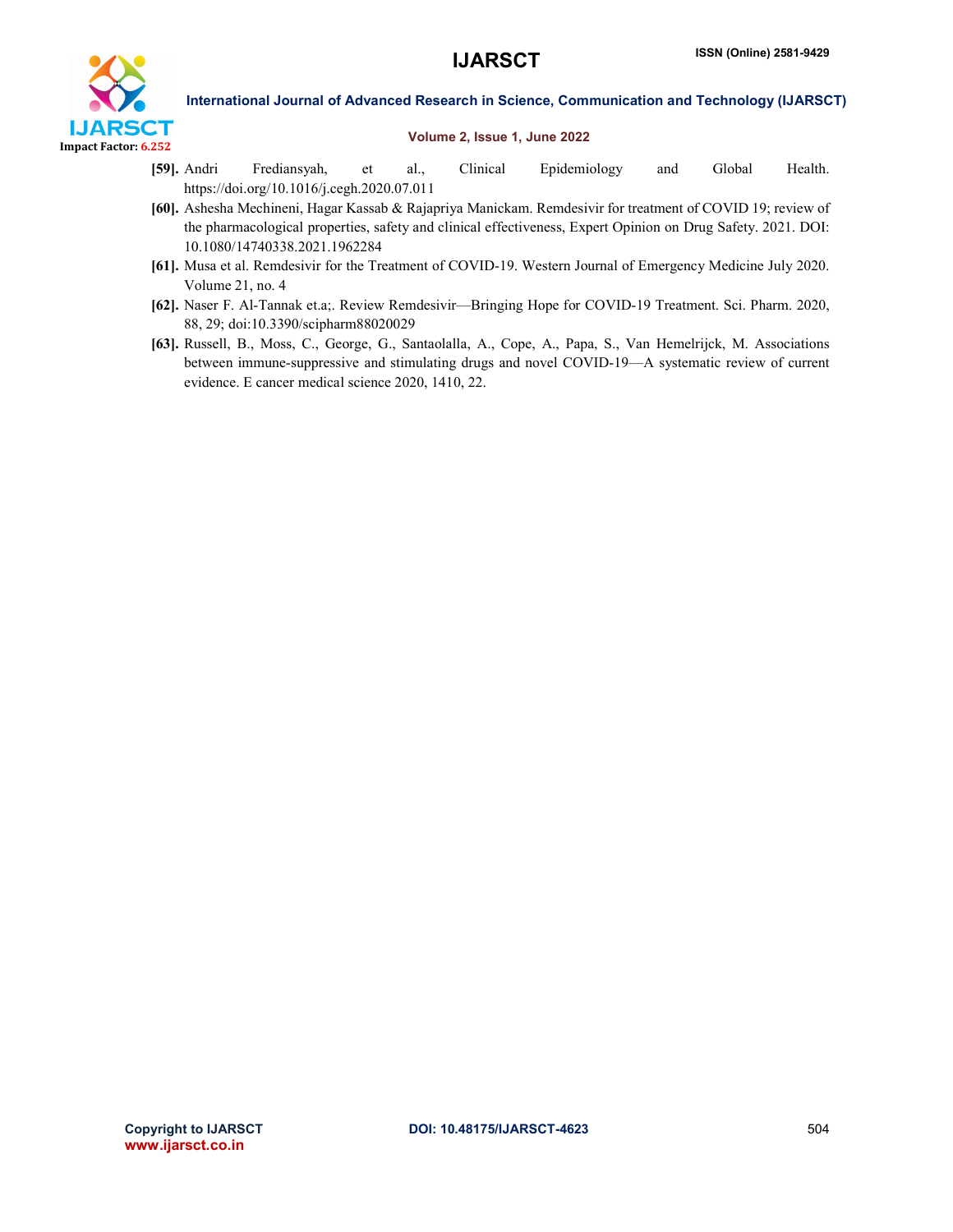**[59].** Andri Frediansyah, et al., Clinical Epidemiology and Global Health. https://doi.org/10.1016/j.cegh.2020.07.011

**[60].** Ashesha Mechineni, Hagar Kassab & Rajapriya Manickam. Remdesivir for treatment of COVID 19; review of the pharmacological properties, safety and clinical effectiveness, Expert Opinion on Drug Safety. 2021. DOI: 10.1080/14740338.2021.1962284

**[61].** Musa et al. Remdesivir for the Treatment of COVID-19. Western Journal of Emergency Medicine July 2020. Volume 21, no. 4

**[62].** Naser F. Al-Tannak et.a;. Review Remdesivir—Bringing Hope for COVID-19 Treatment. Sci. Pharm. 2020, 88, 29; doi:10.3390/scipharm88020029

**[63].** Russell, B., Moss, C., George, G., Santaolalla, A., Cope, A., Papa, S., Van Hemelrijck, M. Associations between immune-suppressive and stimulating drugs and novel COVID-19—A systematic review of current evidence. E cancer medical science 2020, 1410, 22.